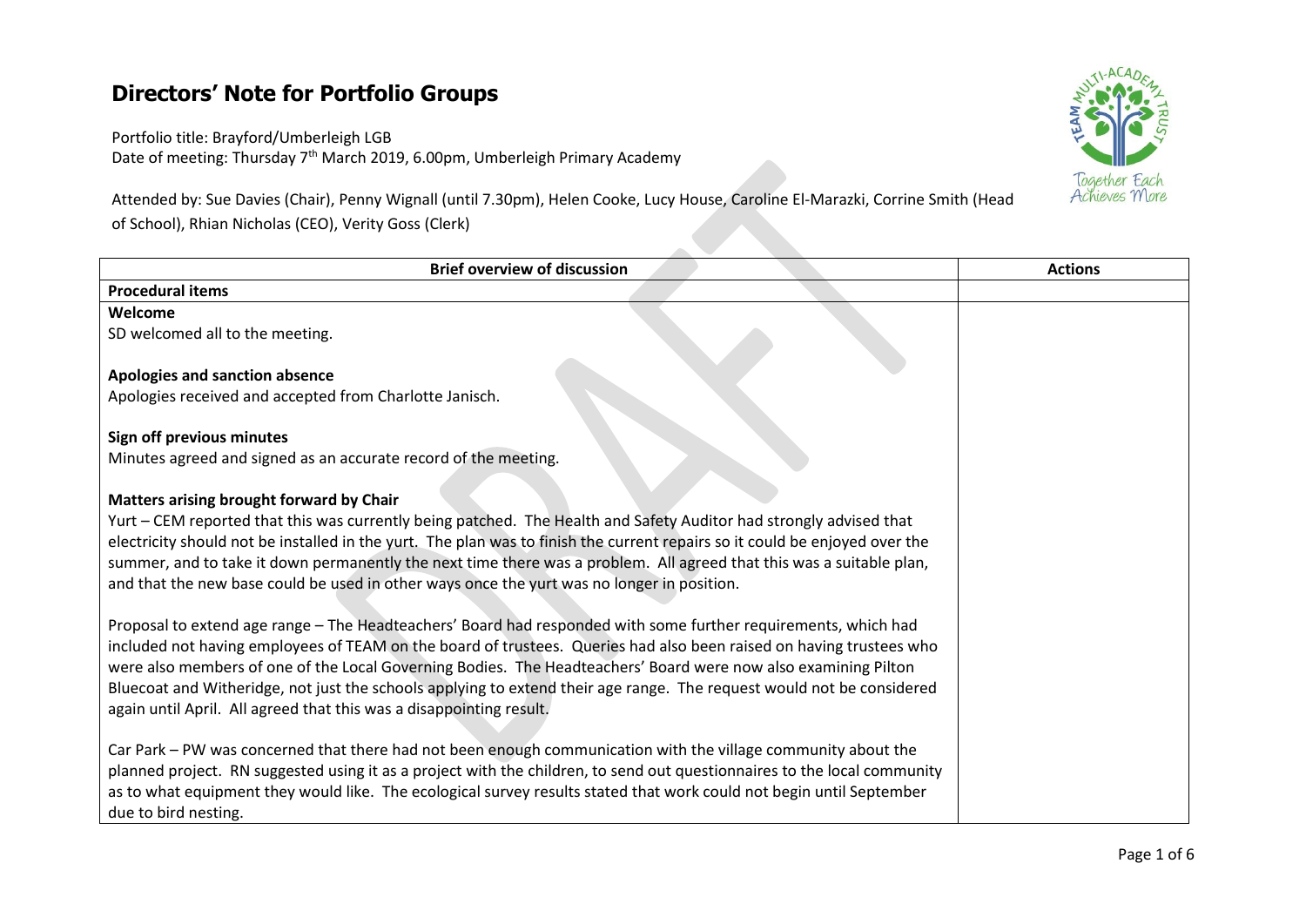# Directors' Note for Portfolio Groups

Portfolio title: Brayford/Umberleigh LGB
Date of meeting: Thursday 7th March 2019, 6.00pm, Umberleigh Primary Academy

Attended by: Sue Davies (Chair), Penny Wignall (until 7.30pm), Helen Cooke, Lucy House, Caroline El-Marazki, Corrine Smith (Head of School), Rhian Nicholas (CEO), Verity Goss (Clerk)

| Brief overview of discussion | Actions |
|---|---|
| **Procedural items** | |
| **Welcome**<br>SD welcomed all to the meeting.<br><br>**Apologies and sanction absence**<br>Apologies received and accepted from Charlotte Janisch.<br><br>**Sign off previous minutes**<br>Minutes agreed and signed as an accurate record of the meeting.<br><br>**Matters arising brought forward by Chair**<br>Yurt – CEM reported that this was currently being patched. The Health and Safety Auditor had strongly advised that electricity should not be installed in the yurt. The plan was to finish the current repairs so it could be enjoyed over the summer, and to take it down permanently the next time there was a problem. All agreed that this was a suitable plan, and that the new base could be used in other ways once the yurt was no longer in position.<br><br>Proposal to extend age range – The Headteachers' Board had responded with some further requirements, which had included not having employees of TEAM on the board of trustees. Queries had also been raised on having trustees who were also members of one of the Local Governing Bodies. The Headteachers' Board were now also examining Pilton Bluecoat and Witheridge, not just the schools applying to extend their age range. The request would not be considered again until April. All agreed that this was a disappointing result.<br><br>Car Park – PW was concerned that there had not been enough communication with the village community about the planned project. RN suggested using it as a project with the children, to send out questionnaires to the local community as to what equipment they would like. The ecological survey results stated that work could not begin until September due to bird nesting. | |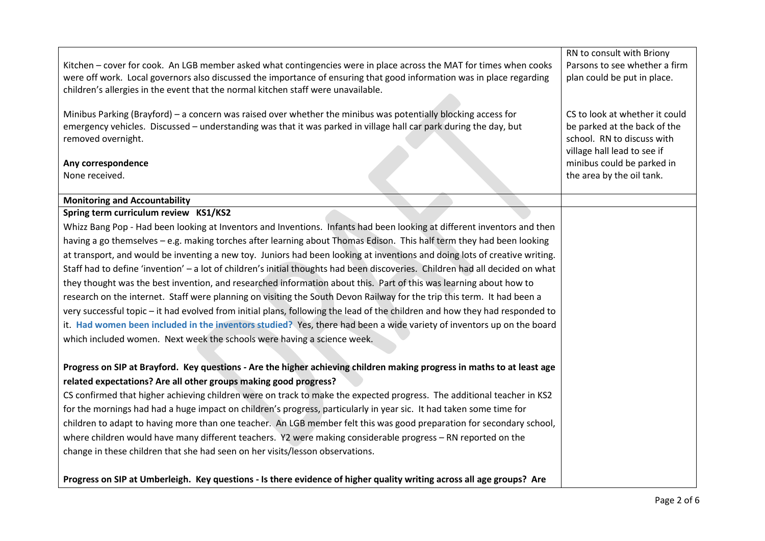| | |
|---|---|
| Kitchen – cover for cook. An LGB member asked what contingencies were in place across the MAT for times when cooks were off work. Local governors also discussed the importance of ensuring that good information was in place regarding children's allergies in the event that the normal kitchen staff were unavailable. | RN to consult with Briony Parsons to see whether a firm plan could be put in place. |
| Minibus Parking (Brayford) – a concern was raised over whether the minibus was potentially blocking access for emergency vehicles. Discussed – understanding was that it was parked in village hall car park during the day, but removed overnight.<br><br>**Any correspondence**<br>None received. | CS to look at whether it could be parked at the back of the school. RN to discuss with village hall lead to see if minibus could be parked in the area by the oil tank. |
| **Monitoring and Accountability** | |
| **Spring term curriculum review KS1/KS2**<br>Whizz Bang Pop - Had been looking at Inventors and Inventions. Infants had been looking at different inventors and then having a go themselves – e.g. making torches after learning about Thomas Edison. This half term they had been looking at transport, and would be inventing a new toy. Juniors had been looking at inventions and doing lots of creative writing. Staff had to define 'invention' – a lot of children's initial thoughts had been discoveries. Children had all decided on what they thought was the best invention, and researched information about this. Part of this was learning about how to research on the internet. Staff were planning on visiting the South Devon Railway for the trip this term. It had been a very successful topic – it had evolved from initial plans, following the lead of the children and how they had responded to it. **Had women been included in the inventors studied?** Yes, there had been a wide variety of inventors up on the board which included women. Next week the schools were having a science week.<br><br>**Progress on SIP at Brayford. Key questions - Are the higher achieving children making progress in maths to at least age related expectations? Are all other groups making good progress?**<br>CS confirmed that higher achieving children were on track to make the expected progress. The additional teacher in KS2 for the mornings had had a huge impact on children's progress, particularly in year sic. It had taken some time for children to adapt to having more than one teacher. An LGB member felt this was good preparation for secondary school, where children would have many different teachers. Y2 were making considerable progress – RN reported on the change in these children that she had seen on her visits/lesson observations.<br><br>**Progress on SIP at Umberleigh. Key questions - Is there evidence of higher quality writing across all age groups? Are** | |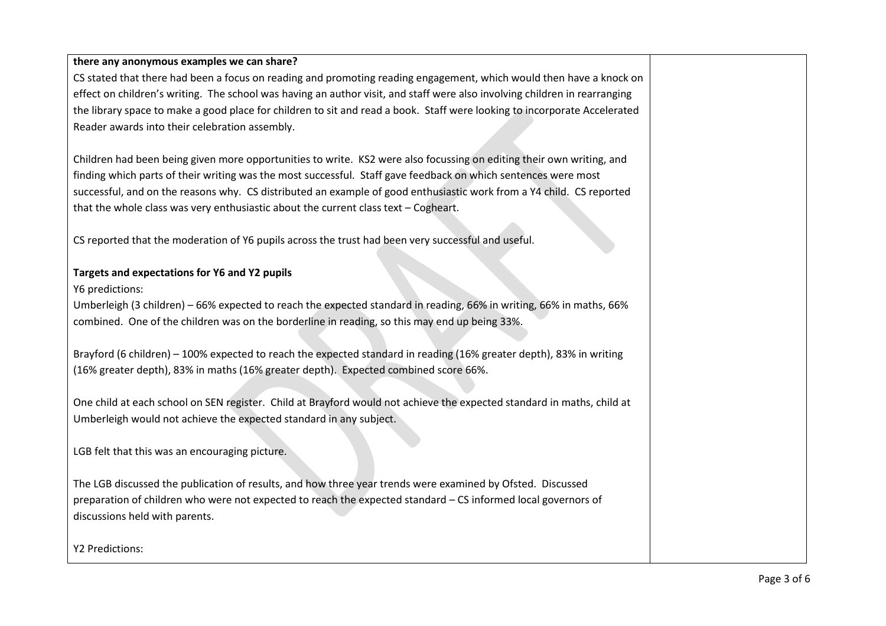**there any anonymous examples we can share?**

CS stated that there had been a focus on reading and promoting reading engagement, which would then have a knock on effect on children's writing. The school was having an author visit, and staff were also involving children in rearranging the library space to make a good place for children to sit and read a book. Staff were looking to incorporate Accelerated Reader awards into their celebration assembly.

Children had been being given more opportunities to write. KS2 were also focussing on editing their own writing, and finding which parts of their writing was the most successful. Staff gave feedback on which sentences were most successful, and on the reasons why. CS distributed an example of good enthusiastic work from a Y4 child. CS reported that the whole class was very enthusiastic about the current class text – Cogheart.

CS reported that the moderation of Y6 pupils across the trust had been very successful and useful.

**Targets and expectations for Y6 and Y2 pupils**

Y6 predictions:

Umberleigh (3 children) – 66% expected to reach the expected standard in reading, 66% in writing, 66% in maths, 66% combined. One of the children was on the borderline in reading, so this may end up being 33%.

Brayford (6 children) – 100% expected to reach the expected standard in reading (16% greater depth), 83% in writing (16% greater depth), 83% in maths (16% greater depth). Expected combined score 66%.

One child at each school on SEN register. Child at Brayford would not achieve the expected standard in maths, child at Umberleigh would not achieve the expected standard in any subject.

LGB felt that this was an encouraging picture.

The LGB discussed the publication of results, and how three year trends were examined by Ofsted. Discussed preparation of children who were not expected to reach the expected standard – CS informed local governors of discussions held with parents.

Y2 Predictions: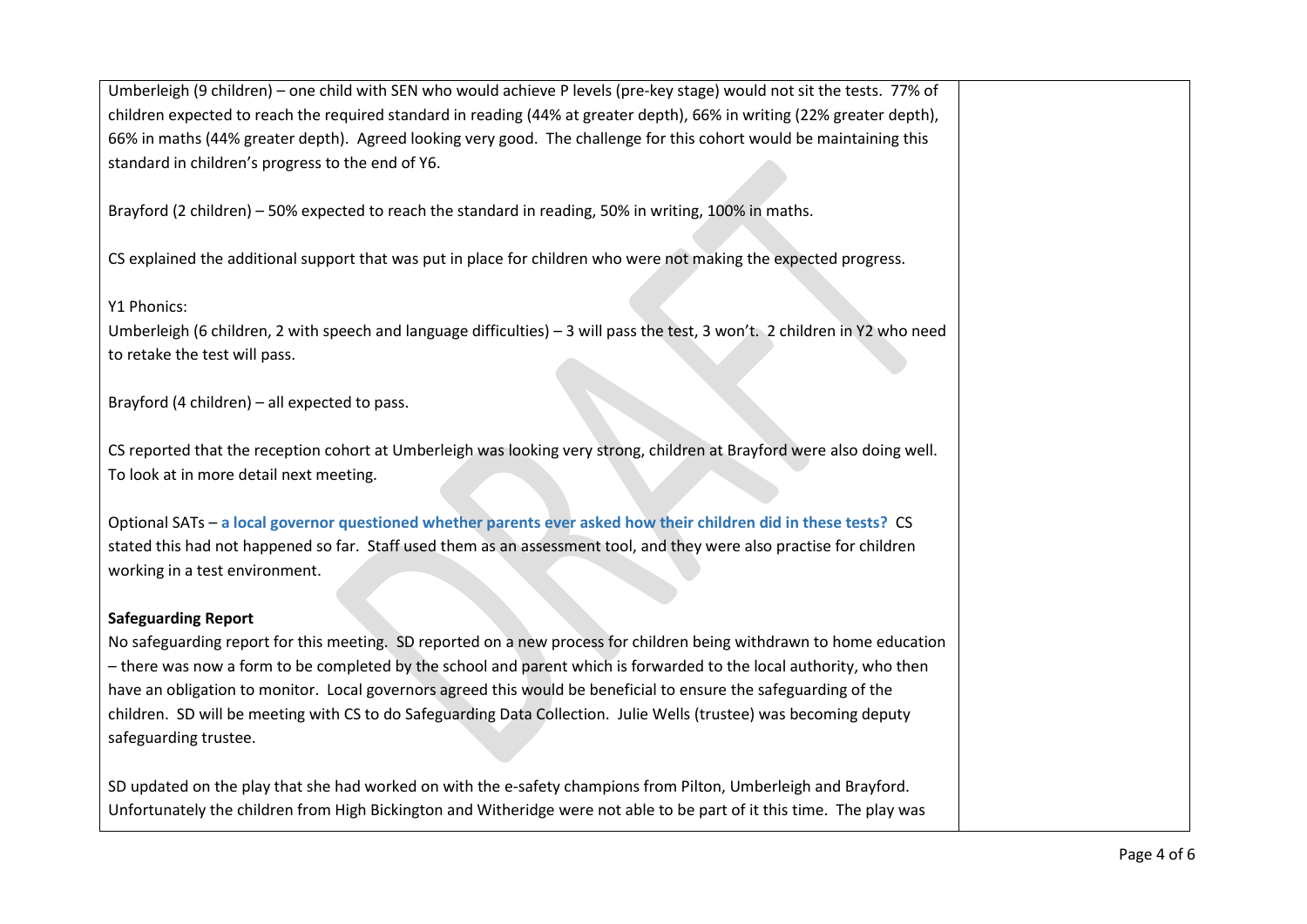Umberleigh (9 children) – one child with SEN who would achieve P levels (pre-key stage) would not sit the tests. 77% of children expected to reach the required standard in reading (44% at greater depth), 66% in writing (22% greater depth), 66% in maths (44% greater depth). Agreed looking very good. The challenge for this cohort would be maintaining this standard in children's progress to the end of Y6.

Brayford (2 children) – 50% expected to reach the standard in reading, 50% in writing, 100% in maths.

CS explained the additional support that was put in place for children who were not making the expected progress.

Y1 Phonics:
Umberleigh (6 children, 2 with speech and language difficulties) – 3 will pass the test, 3 won't. 2 children in Y2 who need to retake the test will pass.

Brayford (4 children) – all expected to pass.

CS reported that the reception cohort at Umberleigh was looking very strong, children at Brayford were also doing well. To look at in more detail next meeting.

Optional SATs – **a local governor questioned whether parents ever asked how their children did in these tests?** CS stated this had not happened so far. Staff used them as an assessment tool, and they were also practise for children working in a test environment.

**Safeguarding Report**
No safeguarding report for this meeting. SD reported on a new process for children being withdrawn to home education – there was now a form to be completed by the school and parent which is forwarded to the local authority, who then have an obligation to monitor. Local governors agreed this would be beneficial to ensure the safeguarding of the children. SD will be meeting with CS to do Safeguarding Data Collection. Julie Wells (trustee) was becoming deputy safeguarding trustee.

SD updated on the play that she had worked on with the e-safety champions from Pilton, Umberleigh and Brayford. Unfortunately the children from High Bickington and Witheridge were not able to be part of it this time. The play was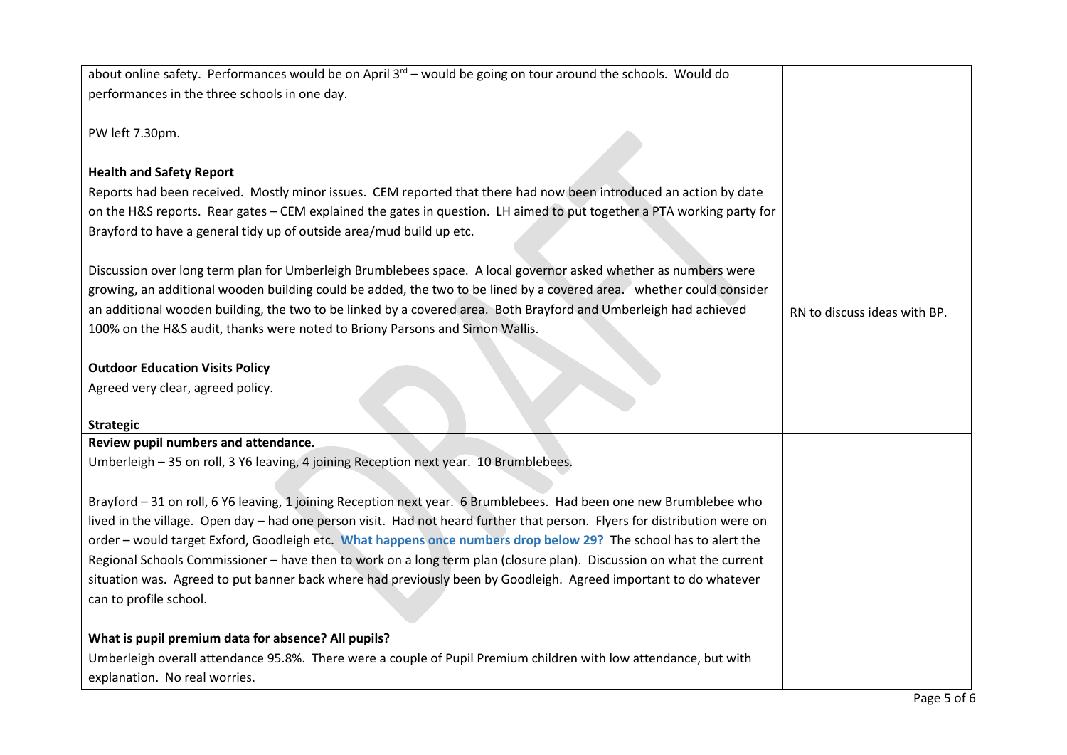| | |
|---|---|
| about online safety. Performances would be on April 3rd – would be going on tour around the schools. Would do performances in the three schools in one day.<br><br>PW left 7.30pm.<br><br>**Health and Safety Report**<br>Reports had been received. Mostly minor issues. CEM reported that there had now been introduced an action by date on the H&S reports. Rear gates – CEM explained the gates in question. LH aimed to put together a PTA working party for Brayford to have a general tidy up of outside area/mud build up etc.<br><br>Discussion over long term plan for Umberleigh Brumblebees space. A local governor asked whether as numbers were growing, an additional wooden building could be added, the two to be lined by a covered area. whether could consider an additional wooden building, the two to be linked by a covered area. Both Brayford and Umberleigh had achieved 100% on the H&S audit, thanks were noted to Briony Parsons and Simon Wallis.<br><br>**Outdoor Education Visits Policy**<br>Agreed very clear, agreed policy. | <br><br><br><br><br><br><br><br><br><br><br>RN to discuss ideas with BP. |
| **Strategic** | |
| **Review pupil numbers and attendance.**<br>Umberleigh – 35 on roll, 3 Y6 leaving, 4 joining Reception next year. 10 Brumblebees.<br><br>Brayford – 31 on roll, 6 Y6 leaving, 1 joining Reception next year. 6 Brumblebees. Had been one new Brumblebee who lived in the village. Open day – had one person visit. Had not heard further that person. Flyers for distribution were on order – would target Exford, Goodleigh etc. **What happens once numbers drop below 29?** The school has to alert the Regional Schools Commissioner – have then to work on a long term plan (closure plan). Discussion on what the current situation was. Agreed to put banner back where had previously been by Goodleigh. Agreed important to do whatever can to profile school.<br><br>**What is pupil premium data for absence? All pupils?**<br>Umberleigh overall attendance 95.8%. There were a couple of Pupil Premium children with low attendance, but with explanation. No real worries. | |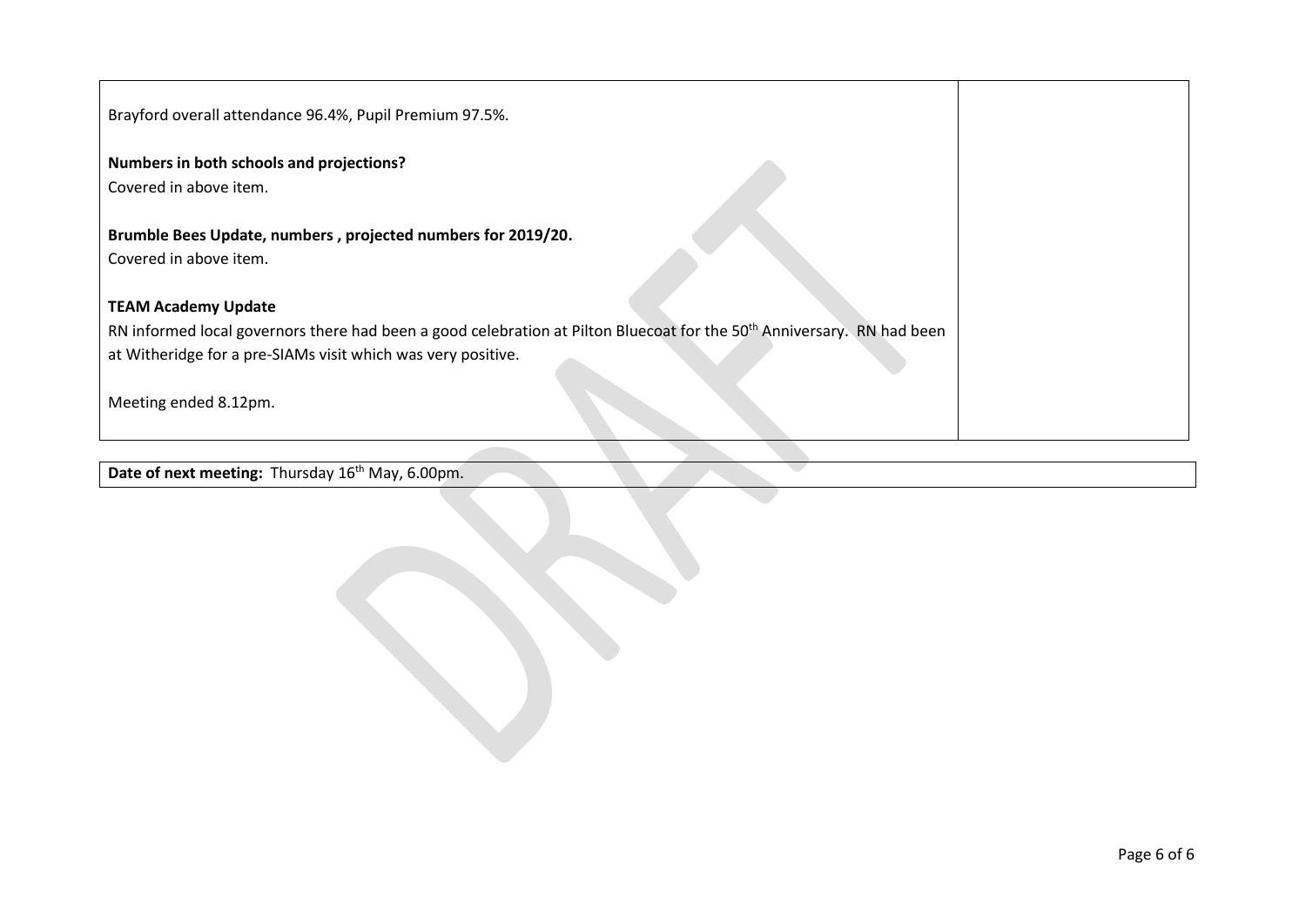| | |
|---|---|
| Brayford overall attendance 96.4%, Pupil Premium 97.5%.<br><br>**Numbers in both schools and projections?**<br>Covered in above item.<br><br>**Brumble Bees Update, numbers , projected numbers for 2019/20.**<br>Covered in above item.<br><br>**TEAM Academy Update**<br>RN informed local governors there had been a good celebration at Pilton Bluecoat for the 50th Anniversary. RN had been at Witheridge for a pre-SIAMs visit which was very positive.<br><br>Meeting ended 8.12pm. | |

**Date of next meeting:** Thursday 16th May, 6.00pm.